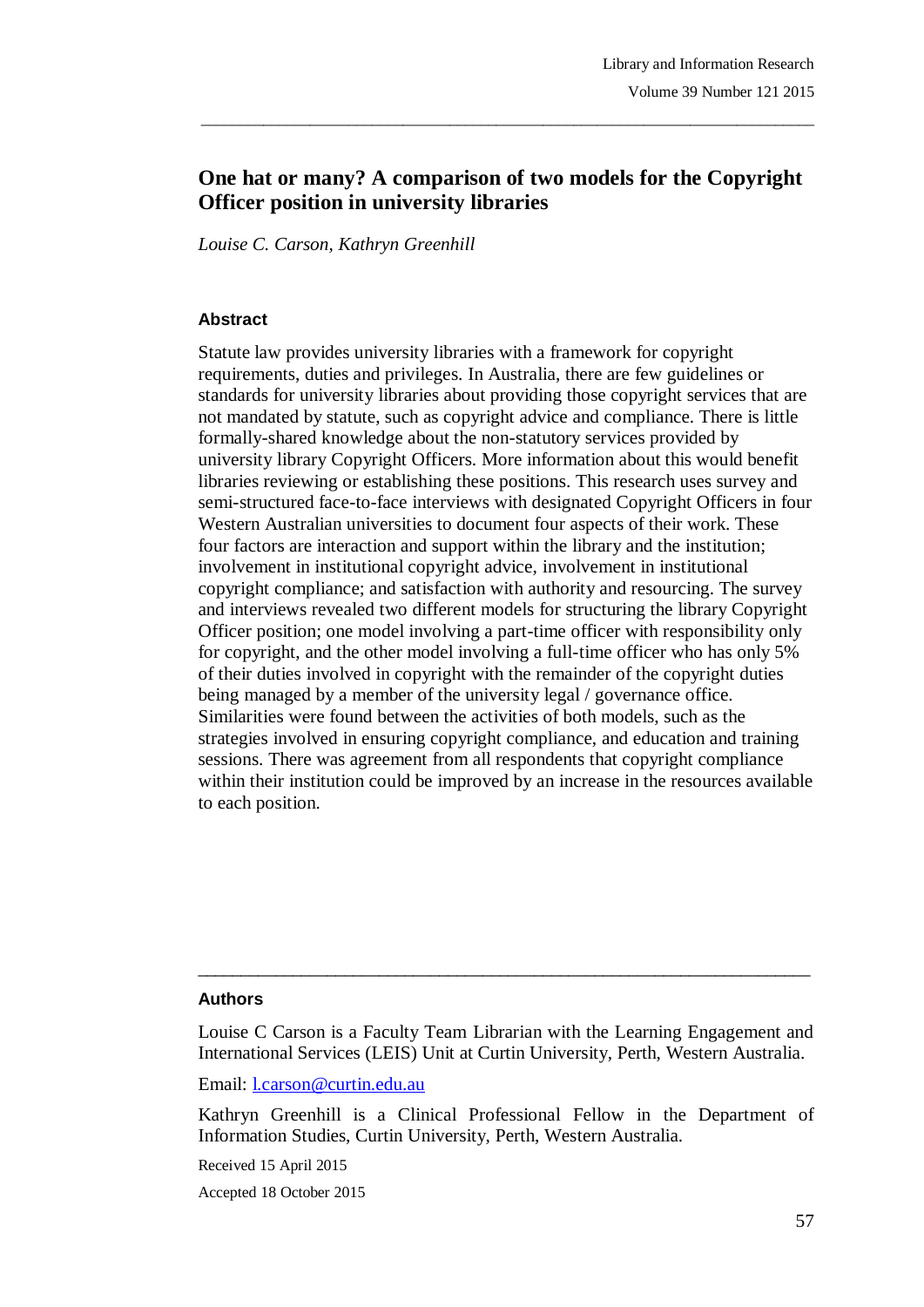# One hat or many? A comparison of two models for the Copyright Officer position in university libraries

*Louise C. Carson, Kathryn Greenhill*

## Abstract

Statute law provides university libraries with a framework for copyright requirements, duties and privileges. In Australia, there are few guidelines or standards for university libraries about providing those copyright services that are not mandated by statute, such as copyright advice and compliance. There is little formally-shared knowledge about the non-statutory services provided by university library Copyright Officers. More information about this would benefit libraries reviewing or establishing these positions. This research uses survey and semi-structured face-to-face interviews with designated Copyright Officers in four Western Australian universities to document four aspects of their work. These four factors are interaction and support within the library and the institution; involvement in institutional copyright advice, involvement in institutional copyright compliance; and satisfaction with authority and resourcing. The survey and interviews revealed two different models for structuring the library Copyright Officer position; one model involving a part-time officer with responsibility only for copyright, and the other model involving a full-time officer who has only 5% of their duties involved in copyright with the remainder of the copyright duties being managed by a member of the university legal / governance office. Similarities were found between the activities of both models, such as the strategies involved in ensuring copyright compliance, and education and training sessions. There was agreement from all respondents that copyright compliance within their institution could be improved by an increase in the resources available to each position.

---

## Authors

Louise C Carson is a Faculty Team Librarian with the Learning Engagement and International Services (LEIS) Unit at Curtin University, Perth, Western Australia.

Email: [l.carson@curtin.edu.au](mailto:l.carson@curtin.edu.au)

Kathryn Greenhill is a Clinical Professional Fellow in the Department of Information Studies, Curtin University, Perth, Western Australia.

Received 15 April 2015

Accepted 18 October 2015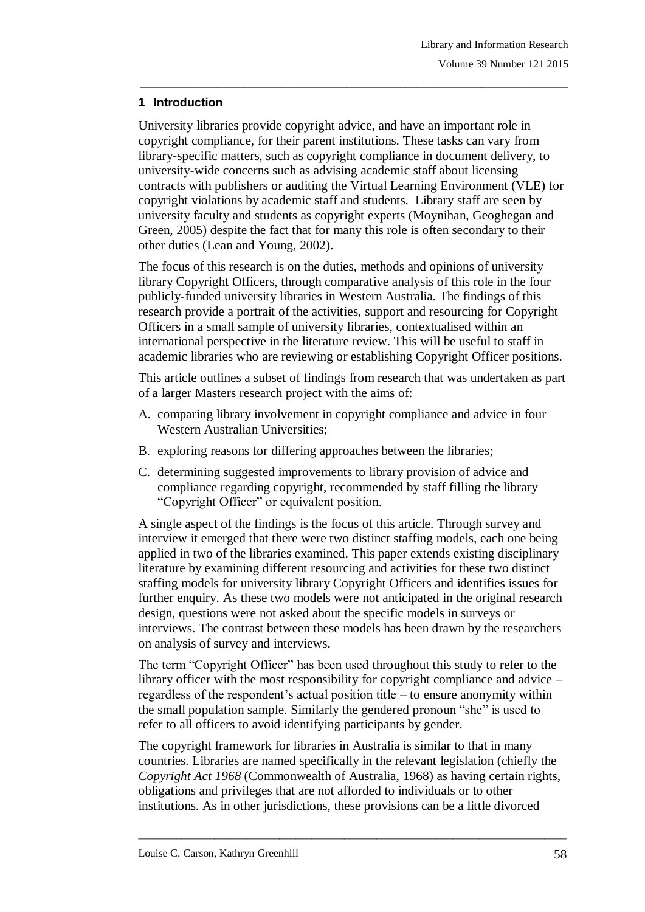## 1 Introduction

University libraries provide copyright advice, and have an important role in copyright compliance, for their parent institutions. These tasks can vary from library-specific matters, such as copyright compliance in document delivery, to university-wide concerns such as advising academic staff about licensing contracts with publishers or auditing the Virtual Learning Environment (VLE) for copyright violations by academic staff and students. Library staff are seen by university faculty and students as copyright experts (Moynihan, Geoghegan and Green, 2005) despite the fact that for many this role is often secondary to their other duties (Lean and Young, 2002).

The focus of this research is on the duties, methods and opinions of university library Copyright Officers, through comparative analysis of this role in the four publicly-funded university libraries in Western Australia. The findings of this research provide a portrait of the activities, support and resourcing for Copyright Officers in a small sample of university libraries, contextualised within an international perspective in the literature review. This will be useful to staff in academic libraries who are reviewing or establishing Copyright Officer positions.

This article outlines a subset of findings from research that was undertaken as part of a larger Masters research project with the aims of:

A. comparing library involvement in copyright compliance and advice in four Western Australian Universities;

B. exploring reasons for differing approaches between the libraries;

C. determining suggested improvements to library provision of advice and compliance regarding copyright, recommended by staff filling the library "Copyright Officer" or equivalent position.

A single aspect of the findings is the focus of this article. Through survey and interview it emerged that there were two distinct staffing models, each one being applied in two of the libraries examined. This paper extends existing disciplinary literature by examining different resourcing and activities for these two distinct staffing models for university library Copyright Officers and identifies issues for further enquiry. As these two models were not anticipated in the original research design, questions were not asked about the specific models in surveys or interviews. The contrast between these models has been drawn by the researchers on analysis of survey and interviews.

The term "Copyright Officer" has been used throughout this study to refer to the library officer with the most responsibility for copyright compliance and advice – regardless of the respondent's actual position title – to ensure anonymity within the small population sample. Similarly the gendered pronoun "she" is used to refer to all officers to avoid identifying participants by gender.

The copyright framework for libraries in Australia is similar to that in many countries. Libraries are named specifically in the relevant legislation (chiefly the *Copyright Act 1968* (Commonwealth of Australia, 1968) as having certain rights, obligations and privileges that are not afforded to individuals or to other institutions. As in other jurisdictions, these provisions can be a little divorced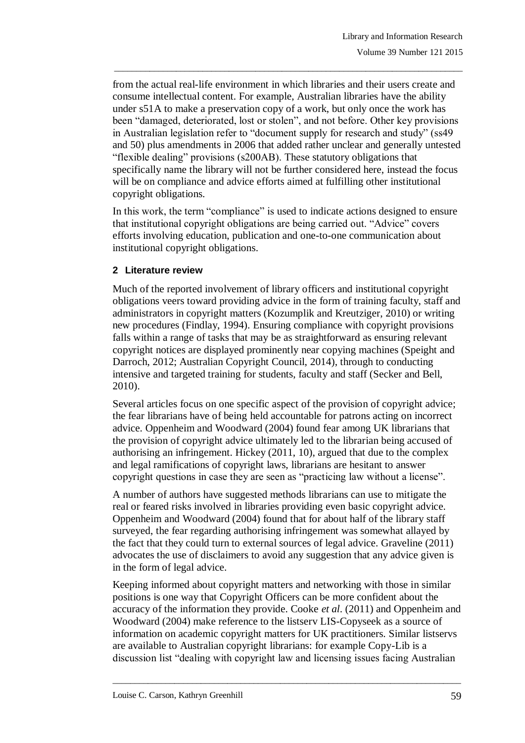from the actual real-life environment in which libraries and their users create and consume intellectual content. For example, Australian libraries have the ability under s51A to make a preservation copy of a work, but only once the work has been "damaged, deteriorated, lost or stolen", and not before. Other key provisions in Australian legislation refer to "document supply for research and study" (ss49 and 50) plus amendments in 2006 that added rather unclear and generally untested "flexible dealing" provisions (s200AB). These statutory obligations that specifically name the library will not be further considered here, instead the focus will be on compliance and advice efforts aimed at fulfilling other institutional copyright obligations.

In this work, the term "compliance" is used to indicate actions designed to ensure that institutional copyright obligations are being carried out. "Advice" covers efforts involving education, publication and one-to-one communication about institutional copyright obligations.

## 2 Literature review

Much of the reported involvement of library officers and institutional copyright obligations veers toward providing advice in the form of training faculty, staff and administrators in copyright matters (Kozumplik and Kreutziger, 2010) or writing new procedures (Findlay, 1994). Ensuring compliance with copyright provisions falls within a range of tasks that may be as straightforward as ensuring relevant copyright notices are displayed prominently near copying machines (Speight and Darroch, 2012; Australian Copyright Council, 2014), through to conducting intensive and targeted training for students, faculty and staff (Secker and Bell, 2010).

Several articles focus on one specific aspect of the provision of copyright advice; the fear librarians have of being held accountable for patrons acting on incorrect advice. Oppenheim and Woodward (2004) found fear among UK librarians that the provision of copyright advice ultimately led to the librarian being accused of authorising an infringement. Hickey (2011, 10), argued that due to the complex and legal ramifications of copyright laws, librarians are hesitant to answer copyright questions in case they are seen as "practicing law without a license".

A number of authors have suggested methods librarians can use to mitigate the real or feared risks involved in libraries providing even basic copyright advice. Oppenheim and Woodward (2004) found that for about half of the library staff surveyed, the fear regarding authorising infringement was somewhat allayed by the fact that they could turn to external sources of legal advice. Graveline (2011) advocates the use of disclaimers to avoid any suggestion that any advice given is in the form of legal advice.

Keeping informed about copyright matters and networking with those in similar positions is one way that Copyright Officers can be more confident about the accuracy of the information they provide. Cooke *et al*. (2011) and Oppenheim and Woodward (2004) make reference to the listserv LIS-Copyseek as a source of information on academic copyright matters for UK practitioners. Similar listservs are available to Australian copyright librarians: for example Copy-Lib is a discussion list "dealing with copyright law and licensing issues facing Australian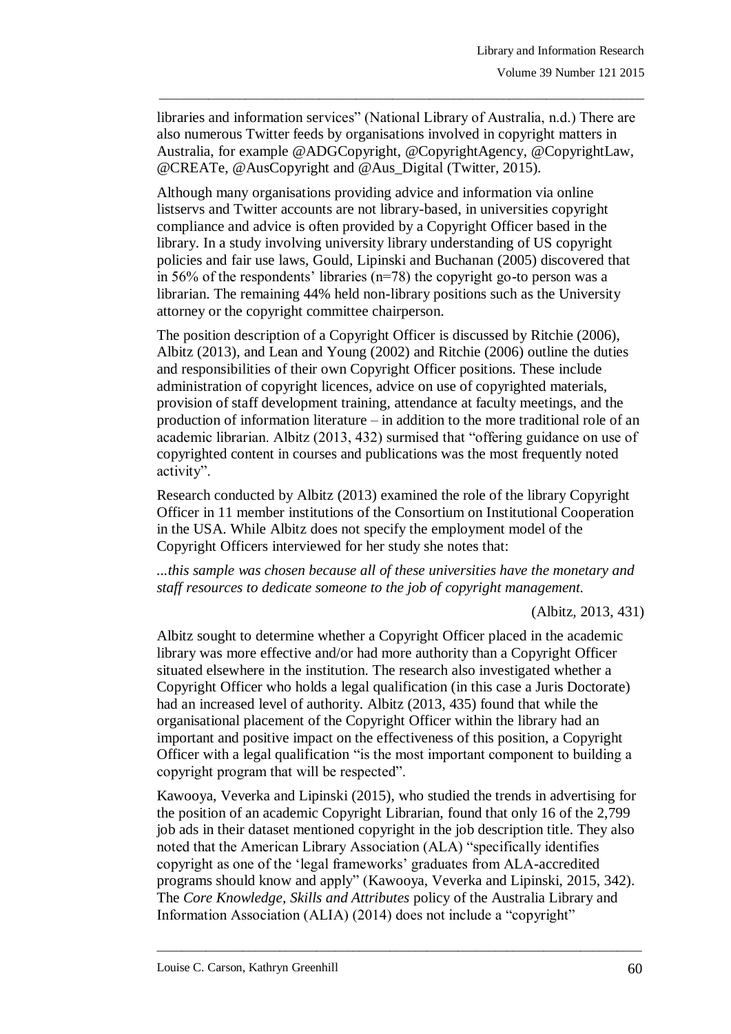libraries and information services" (National Library of Australia, n.d.) There are also numerous Twitter feeds by organisations involved in copyright matters in Australia, for example @ADGCopyright, @CopyrightAgency, @CopyrightLaw, @CREATe, @AusCopyright and @Aus_Digital (Twitter, 2015).

Although many organisations providing advice and information via online listservs and Twitter accounts are not library-based, in universities copyright compliance and advice is often provided by a Copyright Officer based in the library. In a study involving university library understanding of US copyright policies and fair use laws, Gould, Lipinski and Buchanan (2005) discovered that in 56% of the respondents' libraries (n=78) the copyright go-to person was a librarian. The remaining 44% held non-library positions such as the University attorney or the copyright committee chairperson.

The position description of a Copyright Officer is discussed by Ritchie (2006), Albitz (2013), and Lean and Young (2002) and Ritchie (2006) outline the duties and responsibilities of their own Copyright Officer positions. These include administration of copyright licences, advice on use of copyrighted materials, provision of staff development training, attendance at faculty meetings, and the production of information literature – in addition to the more traditional role of an academic librarian. Albitz (2013, 432) surmised that "offering guidance on use of copyrighted content in courses and publications was the most frequently noted activity".

Research conducted by Albitz (2013) examined the role of the library Copyright Officer in 11 member institutions of the Consortium on Institutional Cooperation in the USA. While Albitz does not specify the employment model of the Copyright Officers interviewed for her study she notes that:

*...this sample was chosen because all of these universities have the monetary and staff resources to dedicate someone to the job of copyright management.*

(Albitz, 2013, 431)

Albitz sought to determine whether a Copyright Officer placed in the academic library was more effective and/or had more authority than a Copyright Officer situated elsewhere in the institution. The research also investigated whether a Copyright Officer who holds a legal qualification (in this case a Juris Doctorate) had an increased level of authority. Albitz (2013, 435) found that while the organisational placement of the Copyright Officer within the library had an important and positive impact on the effectiveness of this position, a Copyright Officer with a legal qualification "is the most important component to building a copyright program that will be respected".

Kawooya, Veverka and Lipinski (2015), who studied the trends in advertising for the position of an academic Copyright Librarian, found that only 16 of the 2,799 job ads in their dataset mentioned copyright in the job description title. They also noted that the American Library Association (ALA) "specifically identifies copyright as one of the 'legal frameworks' graduates from ALA-accredited programs should know and apply" (Kawooya, Veverka and Lipinski, 2015, 342). The *Core Knowledge, Skills and Attributes* policy of the Australia Library and Information Association (ALIA) (2014) does not include a "copyright"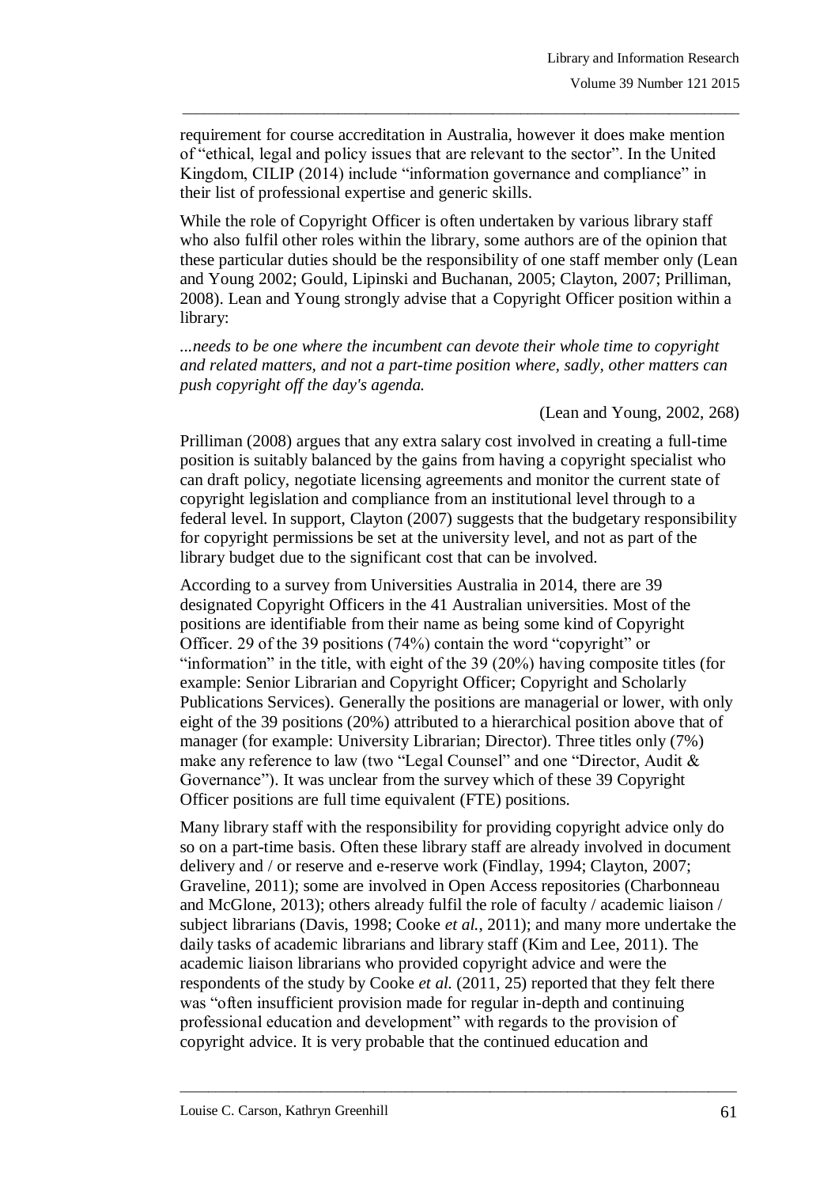requirement for course accreditation in Australia, however it does make mention of "ethical, legal and policy issues that are relevant to the sector". In the United Kingdom, CILIP (2014) include "information governance and compliance" in their list of professional expertise and generic skills.

While the role of Copyright Officer is often undertaken by various library staff who also fulfil other roles within the library, some authors are of the opinion that these particular duties should be the responsibility of one staff member only (Lean and Young 2002; Gould, Lipinski and Buchanan, 2005; Clayton, 2007; Prilliman, 2008). Lean and Young strongly advise that a Copyright Officer position within a library:

*...needs to be one where the incumbent can devote their whole time to copyright and related matters, and not a part-time position where, sadly, other matters can push copyright off the day's agenda.*

(Lean and Young, 2002, 268)

Prilliman (2008) argues that any extra salary cost involved in creating a full-time position is suitably balanced by the gains from having a copyright specialist who can draft policy, negotiate licensing agreements and monitor the current state of copyright legislation and compliance from an institutional level through to a federal level. In support, Clayton (2007) suggests that the budgetary responsibility for copyright permissions be set at the university level, and not as part of the library budget due to the significant cost that can be involved.

According to a survey from Universities Australia in 2014, there are 39 designated Copyright Officers in the 41 Australian universities. Most of the positions are identifiable from their name as being some kind of Copyright Officer. 29 of the 39 positions (74%) contain the word "copyright" or "information" in the title, with eight of the 39 (20%) having composite titles (for example: Senior Librarian and Copyright Officer; Copyright and Scholarly Publications Services). Generally the positions are managerial or lower, with only eight of the 39 positions (20%) attributed to a hierarchical position above that of manager (for example: University Librarian; Director). Three titles only (7%) make any reference to law (two "Legal Counsel" and one "Director, Audit & Governance"). It was unclear from the survey which of these 39 Copyright Officer positions are full time equivalent (FTE) positions.

Many library staff with the responsibility for providing copyright advice only do so on a part-time basis. Often these library staff are already involved in document delivery and / or reserve and e-reserve work (Findlay, 1994; Clayton, 2007; Graveline, 2011); some are involved in Open Access repositories (Charbonneau and McGlone, 2013); others already fulfil the role of faculty / academic liaison / subject librarians (Davis, 1998; Cooke *et al.*, 2011); and many more undertake the daily tasks of academic librarians and library staff (Kim and Lee, 2011). The academic liaison librarians who provided copyright advice and were the respondents of the study by Cooke *et al.* (2011, 25) reported that they felt there was "often insufficient provision made for regular in-depth and continuing professional education and development" with regards to the provision of copyright advice. It is very probable that the continued education and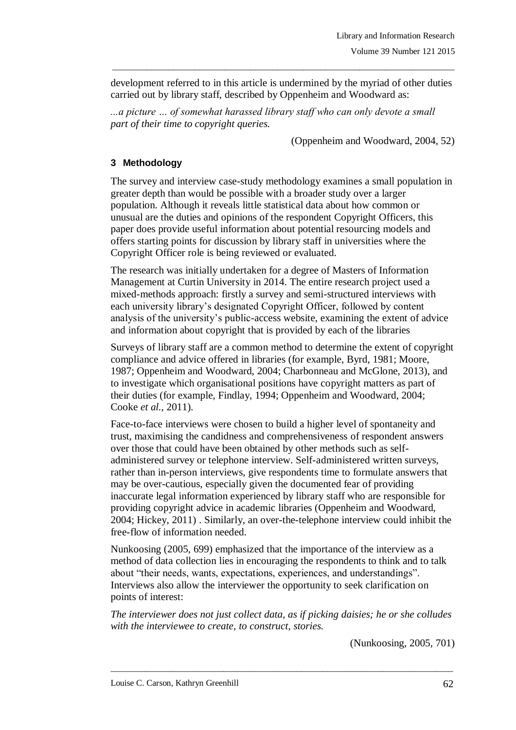development referred to in this article is undermined by the myriad of other duties carried out by library staff, described by Oppenheim and Woodward as:

*...a picture … of somewhat harassed library staff who can only devote a small part of their time to copyright queries.*

(Oppenheim and Woodward, 2004, 52)

## 3 Methodology

The survey and interview case-study methodology examines a small population in greater depth than would be possible with a broader study over a larger population. Although it reveals little statistical data about how common or unusual are the duties and opinions of the respondent Copyright Officers, this paper does provide useful information about potential resourcing models and offers starting points for discussion by library staff in universities where the Copyright Officer role is being reviewed or evaluated.

The research was initially undertaken for a degree of Masters of Information Management at Curtin University in 2014. The entire research project used a mixed-methods approach: firstly a survey and semi-structured interviews with each university library's designated Copyright Officer, followed by content analysis of the university's public-access website, examining the extent of advice and information about copyright that is provided by each of the libraries

Surveys of library staff are a common method to determine the extent of copyright compliance and advice offered in libraries (for example, Byrd, 1981; Moore, 1987; Oppenheim and Woodward, 2004; Charbonneau and McGlone, 2013), and to investigate which organisational positions have copyright matters as part of their duties (for example, Findlay, 1994; Oppenheim and Woodward, 2004; Cooke *et al.*, 2011).

Face-to-face interviews were chosen to build a higher level of spontaneity and trust, maximising the candidness and comprehensiveness of respondent answers over those that could have been obtained by other methods such as self-administered survey or telephone interview. Self-administered written surveys, rather than in-person interviews, give respondents time to formulate answers that may be over-cautious, especially given the documented fear of providing inaccurate legal information experienced by library staff who are responsible for providing copyright advice in academic libraries (Oppenheim and Woodward, 2004; Hickey, 2011) . Similarly, an over-the-telephone interview could inhibit the free-flow of information needed.

Nunkoosing (2005, 699) emphasized that the importance of the interview as a method of data collection lies in encouraging the respondents to think and to talk about "their needs, wants, expectations, experiences, and understandings". Interviews also allow the interviewer the opportunity to seek clarification on points of interest:

*The interviewer does not just collect data, as if picking daisies; he or she colludes with the interviewee to create, to construct, stories.*

(Nunkoosing, 2005, 701)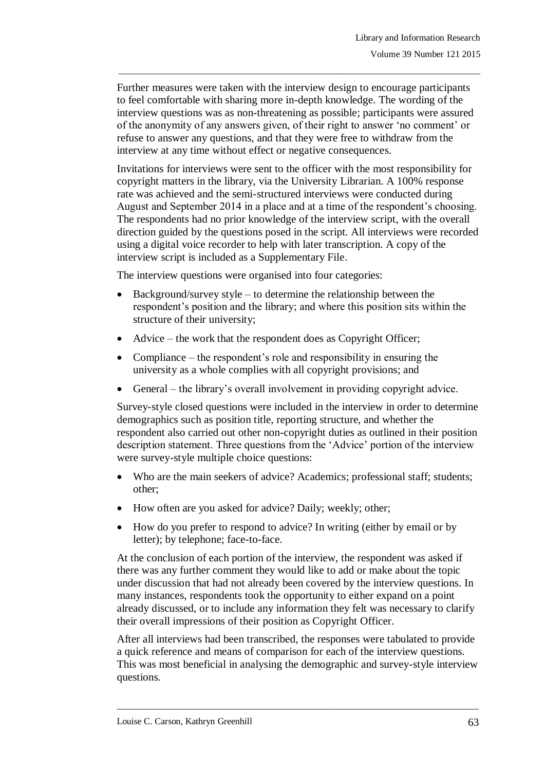Further measures were taken with the interview design to encourage participants to feel comfortable with sharing more in-depth knowledge. The wording of the interview questions was as non-threatening as possible; participants were assured of the anonymity of any answers given, of their right to answer 'no comment' or refuse to answer any questions, and that they were free to withdraw from the interview at any time without effect or negative consequences.

Invitations for interviews were sent to the officer with the most responsibility for copyright matters in the library, via the University Librarian. A 100% response rate was achieved and the semi-structured interviews were conducted during August and September 2014 in a place and at a time of the respondent's choosing. The respondents had no prior knowledge of the interview script, with the overall direction guided by the questions posed in the script. All interviews were recorded using a digital voice recorder to help with later transcription. A copy of the interview script is included as a Supplementary File.

The interview questions were organised into four categories:

- Background/survey style – to determine the relationship between the respondent's position and the library; and where this position sits within the structure of their university;
- Advice – the work that the respondent does as Copyright Officer;
- Compliance – the respondent's role and responsibility in ensuring the university as a whole complies with all copyright provisions; and
- General – the library's overall involvement in providing copyright advice.

Survey-style closed questions were included in the interview in order to determine demographics such as position title, reporting structure, and whether the respondent also carried out other non-copyright duties as outlined in their position description statement. Three questions from the 'Advice' portion of the interview were survey-style multiple choice questions:

- Who are the main seekers of advice? Academics; professional staff; students; other;
- How often are you asked for advice? Daily; weekly; other;
- How do you prefer to respond to advice? In writing (either by email or by letter); by telephone; face-to-face.

At the conclusion of each portion of the interview, the respondent was asked if there was any further comment they would like to add or make about the topic under discussion that had not already been covered by the interview questions. In many instances, respondents took the opportunity to either expand on a point already discussed, or to include any information they felt was necessary to clarify their overall impressions of their position as Copyright Officer.

After all interviews had been transcribed, the responses were tabulated to provide a quick reference and means of comparison for each of the interview questions. This was most beneficial in analysing the demographic and survey-style interview questions.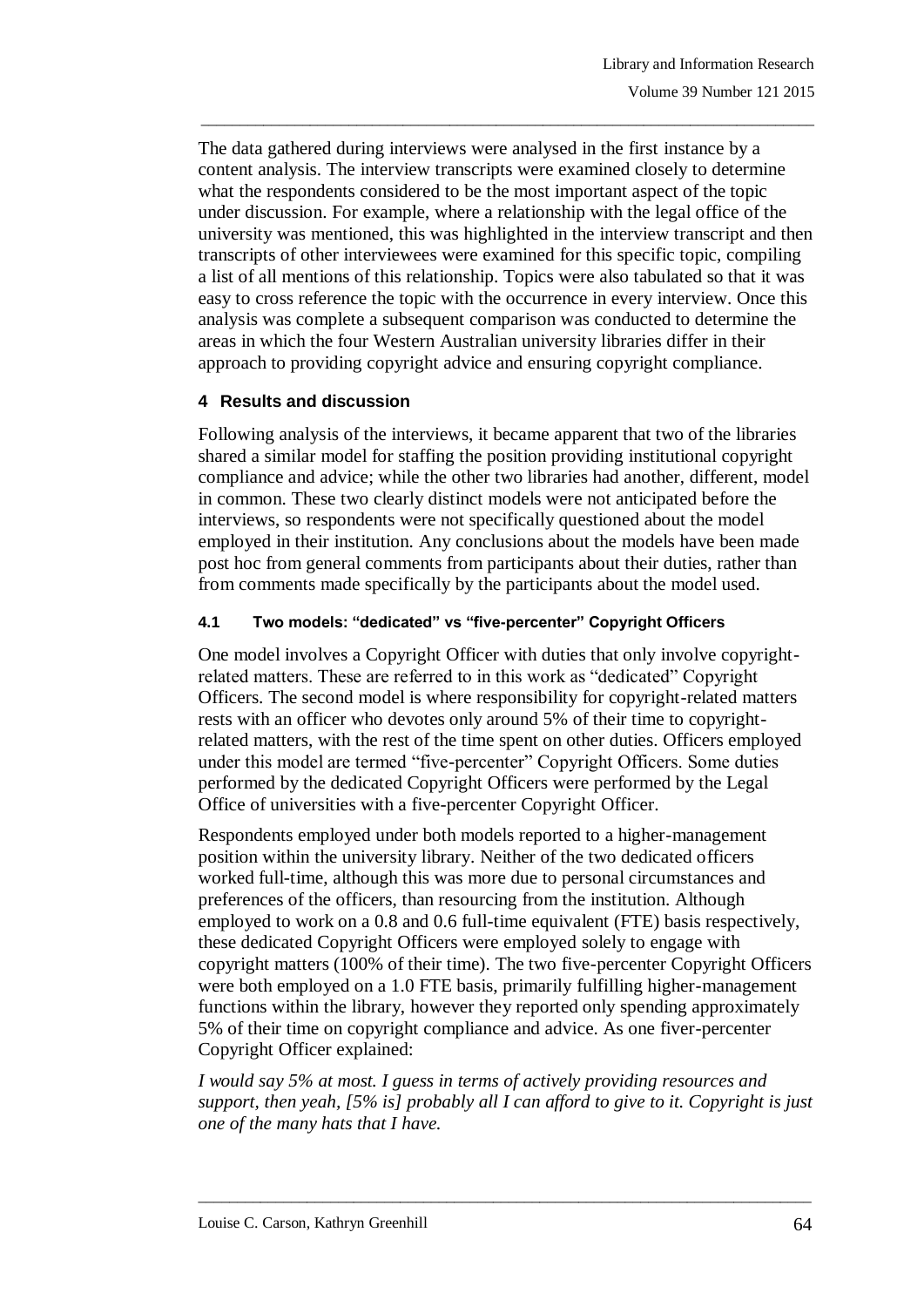The data gathered during interviews were analysed in the first instance by a content analysis. The interview transcripts were examined closely to determine what the respondents considered to be the most important aspect of the topic under discussion. For example, where a relationship with the legal office of the university was mentioned, this was highlighted in the interview transcript and then transcripts of other interviewees were examined for this specific topic, compiling a list of all mentions of this relationship. Topics were also tabulated so that it was easy to cross reference the topic with the occurrence in every interview. Once this analysis was complete a subsequent comparison was conducted to determine the areas in which the four Western Australian university libraries differ in their approach to providing copyright advice and ensuring copyright compliance.

## 4 Results and discussion

Following analysis of the interviews, it became apparent that two of the libraries shared a similar model for staffing the position providing institutional copyright compliance and advice; while the other two libraries had another, different, model in common. These two clearly distinct models were not anticipated before the interviews, so respondents were not specifically questioned about the model employed in their institution. Any conclusions about the models have been made post hoc from general comments from participants about their duties, rather than from comments made specifically by the participants about the model used.

### 4.1 Two models: "dedicated" vs "five-percenter" Copyright Officers

One model involves a Copyright Officer with duties that only involve copyright-related matters. These are referred to in this work as "dedicated" Copyright Officers. The second model is where responsibility for copyright-related matters rests with an officer who devotes only around 5% of their time to copyright-related matters, with the rest of the time spent on other duties. Officers employed under this model are termed "five-percenter" Copyright Officers. Some duties performed by the dedicated Copyright Officers were performed by the Legal Office of universities with a five-percenter Copyright Officer.

Respondents employed under both models reported to a higher-management position within the university library. Neither of the two dedicated officers worked full-time, although this was more due to personal circumstances and preferences of the officers, than resourcing from the institution. Although employed to work on a 0.8 and 0.6 full-time equivalent (FTE) basis respectively, these dedicated Copyright Officers were employed solely to engage with copyright matters (100% of their time). The two five-percenter Copyright Officers were both employed on a 1.0 FTE basis, primarily fulfilling higher-management functions within the library, however they reported only spending approximately 5% of their time on copyright compliance and advice. As one fiver-percenter Copyright Officer explained:

*I would say 5% at most. I guess in terms of actively providing resources and support, then yeah, [5% is] probably all I can afford to give to it. Copyright is just one of the many hats that I have.*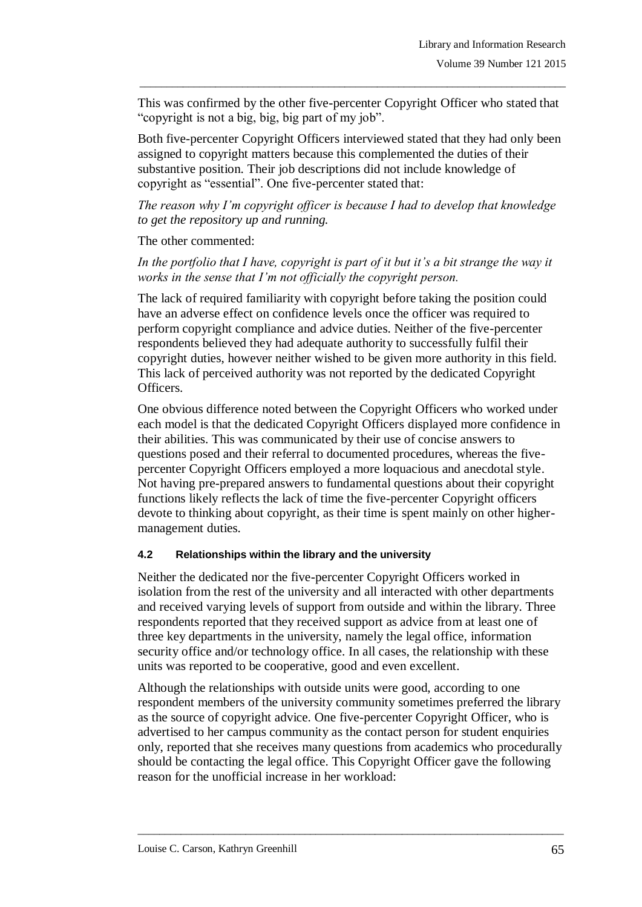This was confirmed by the other five-percenter Copyright Officer who stated that "copyright is not a big, big, big part of my job".

Both five-percenter Copyright Officers interviewed stated that they had only been assigned to copyright matters because this complemented the duties of their substantive position. Their job descriptions did not include knowledge of copyright as "essential". One five-percenter stated that:

*The reason why I'm copyright officer is because I had to develop that knowledge to get the repository up and running.*

The other commented:

*In the portfolio that I have, copyright is part of it but it's a bit strange the way it works in the sense that I'm not officially the copyright person.*

The lack of required familiarity with copyright before taking the position could have an adverse effect on confidence levels once the officer was required to perform copyright compliance and advice duties. Neither of the five-percenter respondents believed they had adequate authority to successfully fulfil their copyright duties, however neither wished to be given more authority in this field. This lack of perceived authority was not reported by the dedicated Copyright Officers.

One obvious difference noted between the Copyright Officers who worked under each model is that the dedicated Copyright Officers displayed more confidence in their abilities. This was communicated by their use of concise answers to questions posed and their referral to documented procedures, whereas the five-percenter Copyright Officers employed a more loquacious and anecdotal style. Not having pre-prepared answers to fundamental questions about their copyright functions likely reflects the lack of time the five-percenter Copyright officers devote to thinking about copyright, as their time is spent mainly on other higher-management duties.

### 4.2 Relationships within the library and the university

Neither the dedicated nor the five-percenter Copyright Officers worked in isolation from the rest of the university and all interacted with other departments and received varying levels of support from outside and within the library. Three respondents reported that they received support as advice from at least one of three key departments in the university, namely the legal office, information security office and/or technology office. In all cases, the relationship with these units was reported to be cooperative, good and even excellent.

Although the relationships with outside units were good, according to one respondent members of the university community sometimes preferred the library as the source of copyright advice. One five-percenter Copyright Officer, who is advertised to her campus community as the contact person for student enquiries only, reported that she receives many questions from academics who procedurally should be contacting the legal office. This Copyright Officer gave the following reason for the unofficial increase in her workload: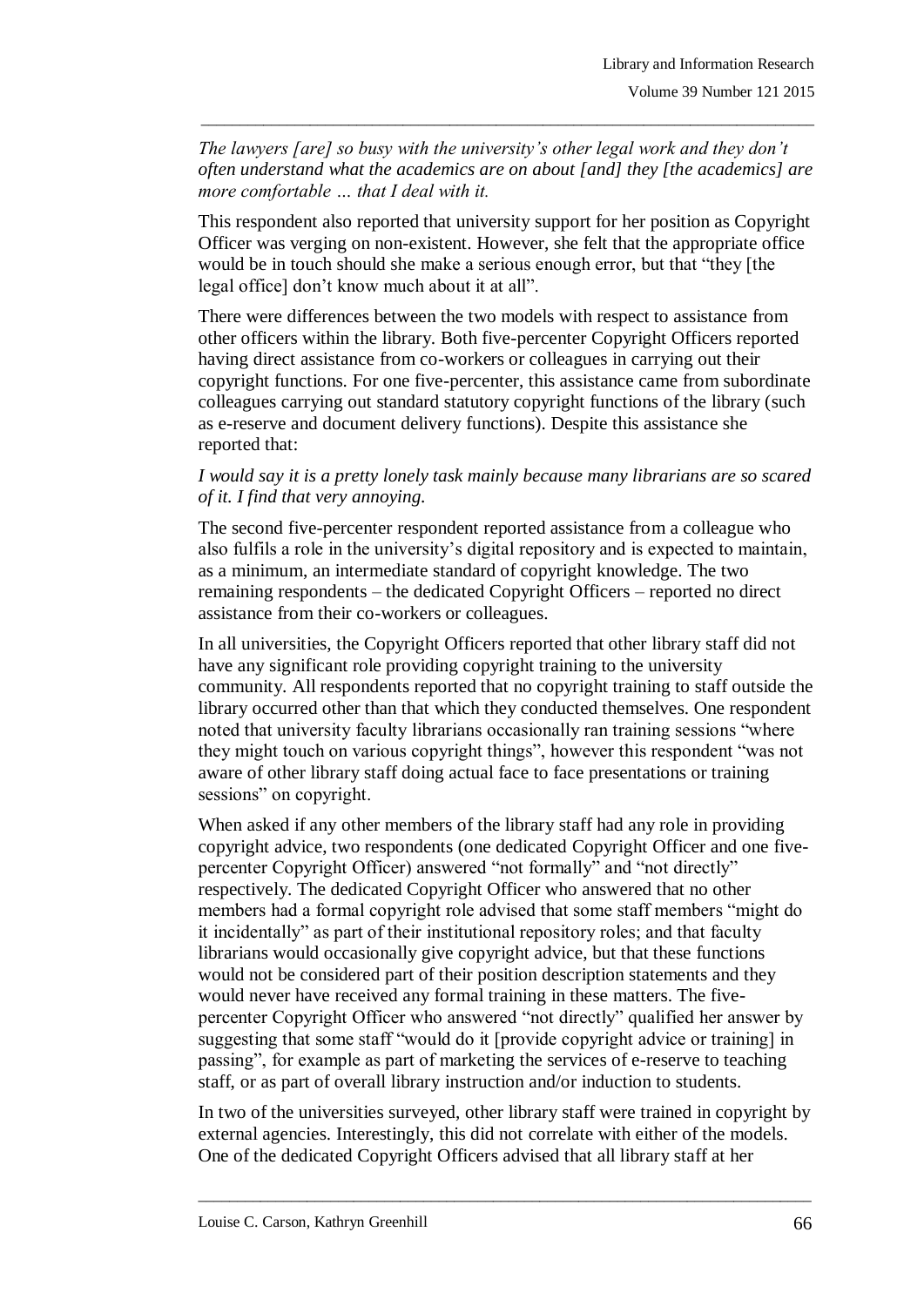*The lawyers [are] so busy with the university's other legal work and they don't often understand what the academics are on about [and] they [the academics] are more comfortable … that I deal with it.*

This respondent also reported that university support for her position as Copyright Officer was verging on non-existent. However, she felt that the appropriate office would be in touch should she make a serious enough error, but that "they [the legal office] don't know much about it at all".

There were differences between the two models with respect to assistance from other officers within the library. Both five-percenter Copyright Officers reported having direct assistance from co-workers or colleagues in carrying out their copyright functions. For one five-percenter, this assistance came from subordinate colleagues carrying out standard statutory copyright functions of the library (such as e-reserve and document delivery functions). Despite this assistance she reported that:

*I would say it is a pretty lonely task mainly because many librarians are so scared of it. I find that very annoying.*

The second five-percenter respondent reported assistance from a colleague who also fulfils a role in the university's digital repository and is expected to maintain, as a minimum, an intermediate standard of copyright knowledge. The two remaining respondents – the dedicated Copyright Officers – reported no direct assistance from their co-workers or colleagues.

In all universities, the Copyright Officers reported that other library staff did not have any significant role providing copyright training to the university community. All respondents reported that no copyright training to staff outside the library occurred other than that which they conducted themselves. One respondent noted that university faculty librarians occasionally ran training sessions "where they might touch on various copyright things", however this respondent "was not aware of other library staff doing actual face to face presentations or training sessions" on copyright.

When asked if any other members of the library staff had any role in providing copyright advice, two respondents (one dedicated Copyright Officer and one five-percenter Copyright Officer) answered "not formally" and "not directly" respectively. The dedicated Copyright Officer who answered that no other members had a formal copyright role advised that some staff members "might do it incidentally" as part of their institutional repository roles; and that faculty librarians would occasionally give copyright advice, but that these functions would not be considered part of their position description statements and they would never have received any formal training in these matters. The five-percenter Copyright Officer who answered "not directly" qualified her answer by suggesting that some staff "would do it [provide copyright advice or training] in passing", for example as part of marketing the services of e-reserve to teaching staff, or as part of overall library instruction and/or induction to students.

In two of the universities surveyed, other library staff were trained in copyright by external agencies. Interestingly, this did not correlate with either of the models. One of the dedicated Copyright Officers advised that all library staff at her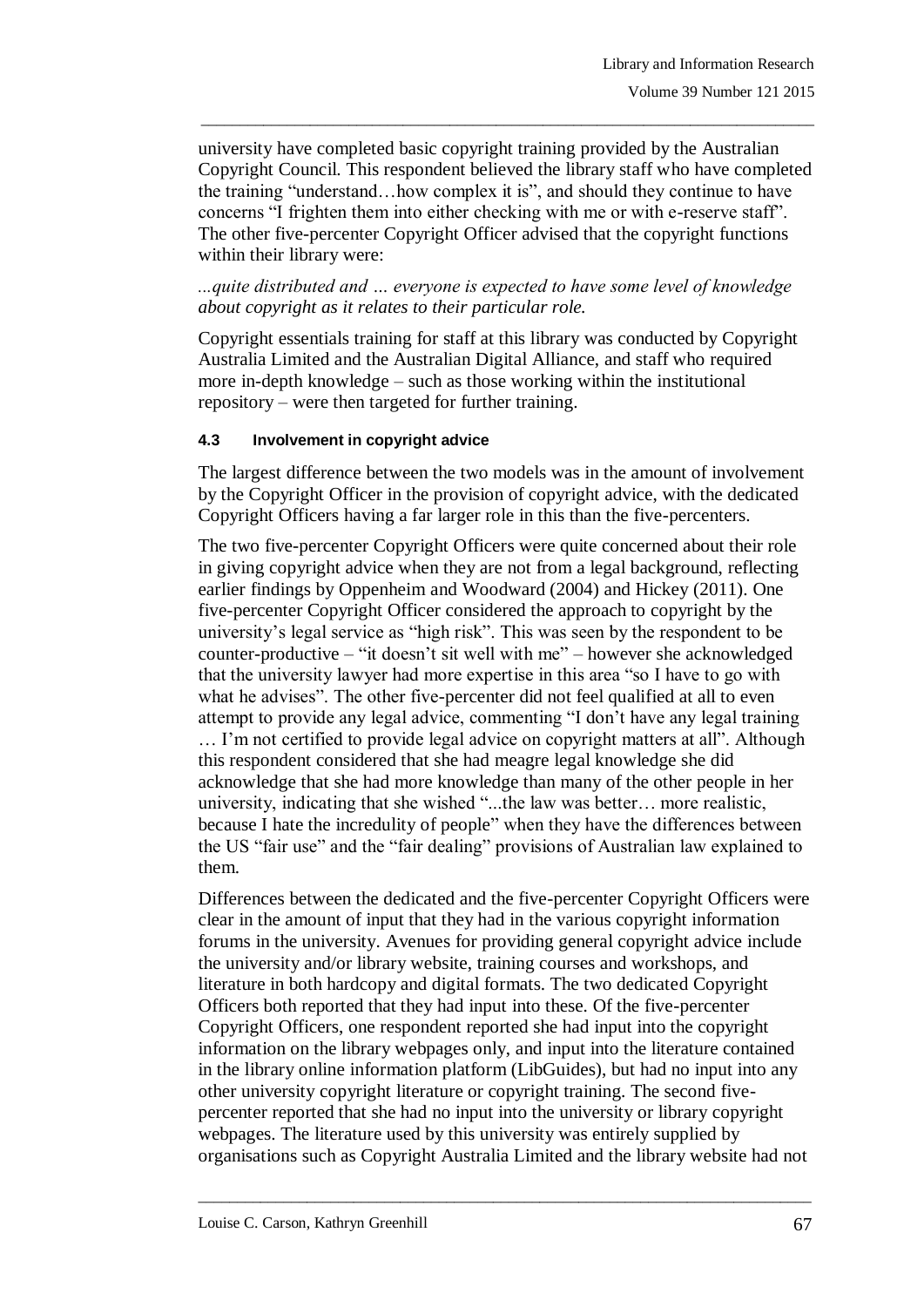university have completed basic copyright training provided by the Australian Copyright Council. This respondent believed the library staff who have completed the training "understand…how complex it is", and should they continue to have concerns "I frighten them into either checking with me or with e-reserve staff". The other five-percenter Copyright Officer advised that the copyright functions within their library were:

*...quite distributed and … everyone is expected to have some level of knowledge about copyright as it relates to their particular role.*

Copyright essentials training for staff at this library was conducted by Copyright Australia Limited and the Australian Digital Alliance, and staff who required more in-depth knowledge – such as those working within the institutional repository – were then targeted for further training.

#### 4.3 Involvement in copyright advice

The largest difference between the two models was in the amount of involvement by the Copyright Officer in the provision of copyright advice, with the dedicated Copyright Officers having a far larger role in this than the five-percenters.

The two five-percenter Copyright Officers were quite concerned about their role in giving copyright advice when they are not from a legal background, reflecting earlier findings by Oppenheim and Woodward (2004) and Hickey (2011). One five-percenter Copyright Officer considered the approach to copyright by the university's legal service as "high risk". This was seen by the respondent to be counter-productive – "it doesn't sit well with me" – however she acknowledged that the university lawyer had more expertise in this area "so I have to go with what he advises". The other five-percenter did not feel qualified at all to even attempt to provide any legal advice, commenting "I don't have any legal training … I'm not certified to provide legal advice on copyright matters at all". Although this respondent considered that she had meagre legal knowledge she did acknowledge that she had more knowledge than many of the other people in her university, indicating that she wished "...the law was better… more realistic, because I hate the incredulity of people" when they have the differences between the US "fair use" and the "fair dealing" provisions of Australian law explained to them.

Differences between the dedicated and the five-percenter Copyright Officers were clear in the amount of input that they had in the various copyright information forums in the university. Avenues for providing general copyright advice include the university and/or library website, training courses and workshops, and literature in both hardcopy and digital formats. The two dedicated Copyright Officers both reported that they had input into these. Of the five-percenter Copyright Officers, one respondent reported she had input into the copyright information on the library webpages only, and input into the literature contained in the library online information platform (LibGuides), but had no input into any other university copyright literature or copyright training. The second five-percenter reported that she had no input into the university or library copyright webpages. The literature used by this university was entirely supplied by organisations such as Copyright Australia Limited and the library website had not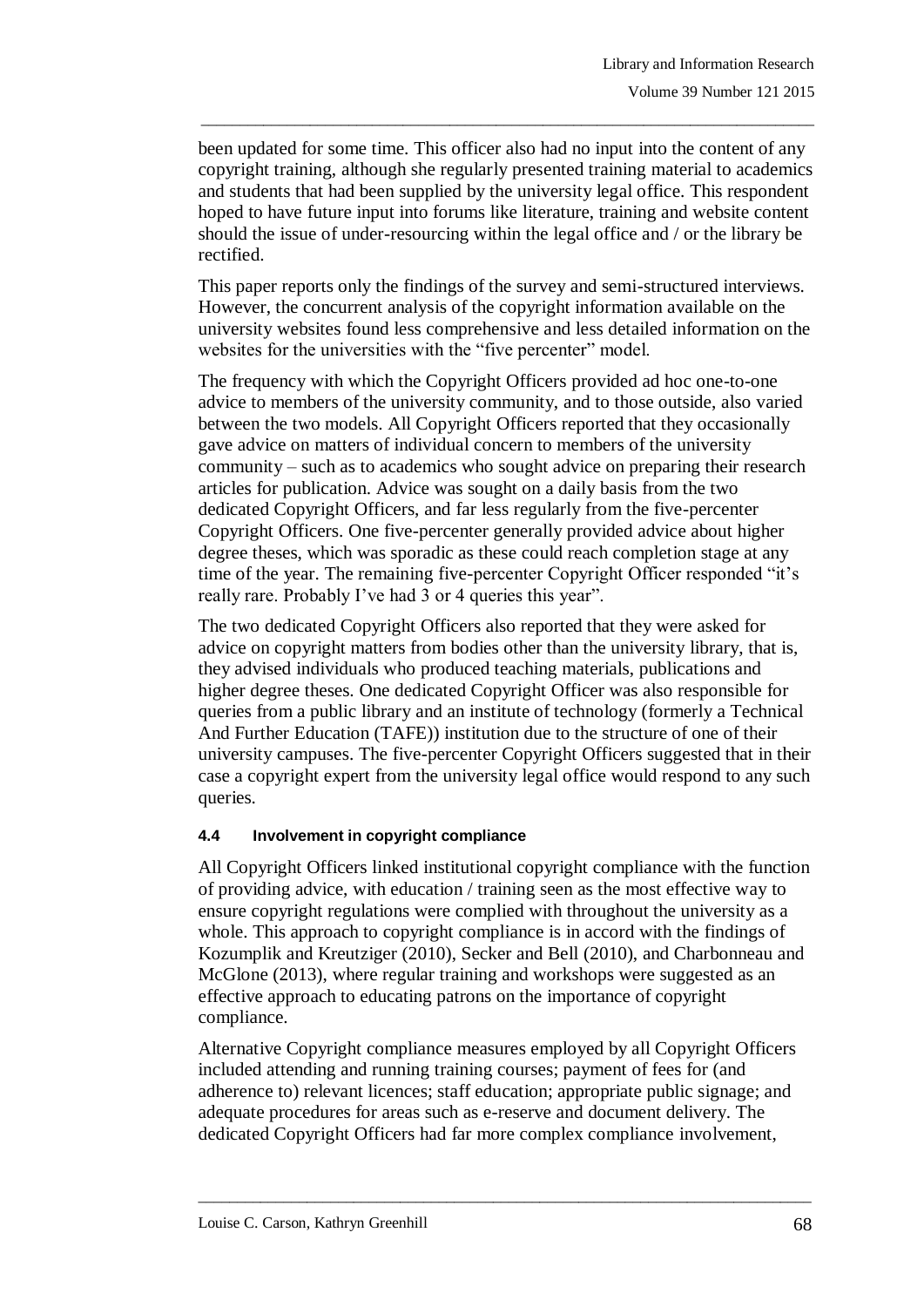been updated for some time. This officer also had no input into the content of any copyright training, although she regularly presented training material to academics and students that had been supplied by the university legal office. This respondent hoped to have future input into forums like literature, training and website content should the issue of under-resourcing within the legal office and / or the library be rectified.

This paper reports only the findings of the survey and semi-structured interviews. However, the concurrent analysis of the copyright information available on the university websites found less comprehensive and less detailed information on the websites for the universities with the "five percenter" model.

The frequency with which the Copyright Officers provided ad hoc one-to-one advice to members of the university community, and to those outside, also varied between the two models. All Copyright Officers reported that they occasionally gave advice on matters of individual concern to members of the university community – such as to academics who sought advice on preparing their research articles for publication. Advice was sought on a daily basis from the two dedicated Copyright Officers, and far less regularly from the five-percenter Copyright Officers. One five-percenter generally provided advice about higher degree theses, which was sporadic as these could reach completion stage at any time of the year. The remaining five-percenter Copyright Officer responded "it's really rare. Probably I've had 3 or 4 queries this year".

The two dedicated Copyright Officers also reported that they were asked for advice on copyright matters from bodies other than the university library, that is, they advised individuals who produced teaching materials, publications and higher degree theses. One dedicated Copyright Officer was also responsible for queries from a public library and an institute of technology (formerly a Technical And Further Education (TAFE)) institution due to the structure of one of their university campuses. The five-percenter Copyright Officers suggested that in their case a copyright expert from the university legal office would respond to any such queries.

#### 4.4 Involvement in copyright compliance

All Copyright Officers linked institutional copyright compliance with the function of providing advice, with education / training seen as the most effective way to ensure copyright regulations were complied with throughout the university as a whole. This approach to copyright compliance is in accord with the findings of Kozumplik and Kreutziger (2010), Secker and Bell (2010), and Charbonneau and McGlone (2013), where regular training and workshops were suggested as an effective approach to educating patrons on the importance of copyright compliance.

Alternative Copyright compliance measures employed by all Copyright Officers included attending and running training courses; payment of fees for (and adherence to) relevant licences; staff education; appropriate public signage; and adequate procedures for areas such as e-reserve and document delivery. The dedicated Copyright Officers had far more complex compliance involvement,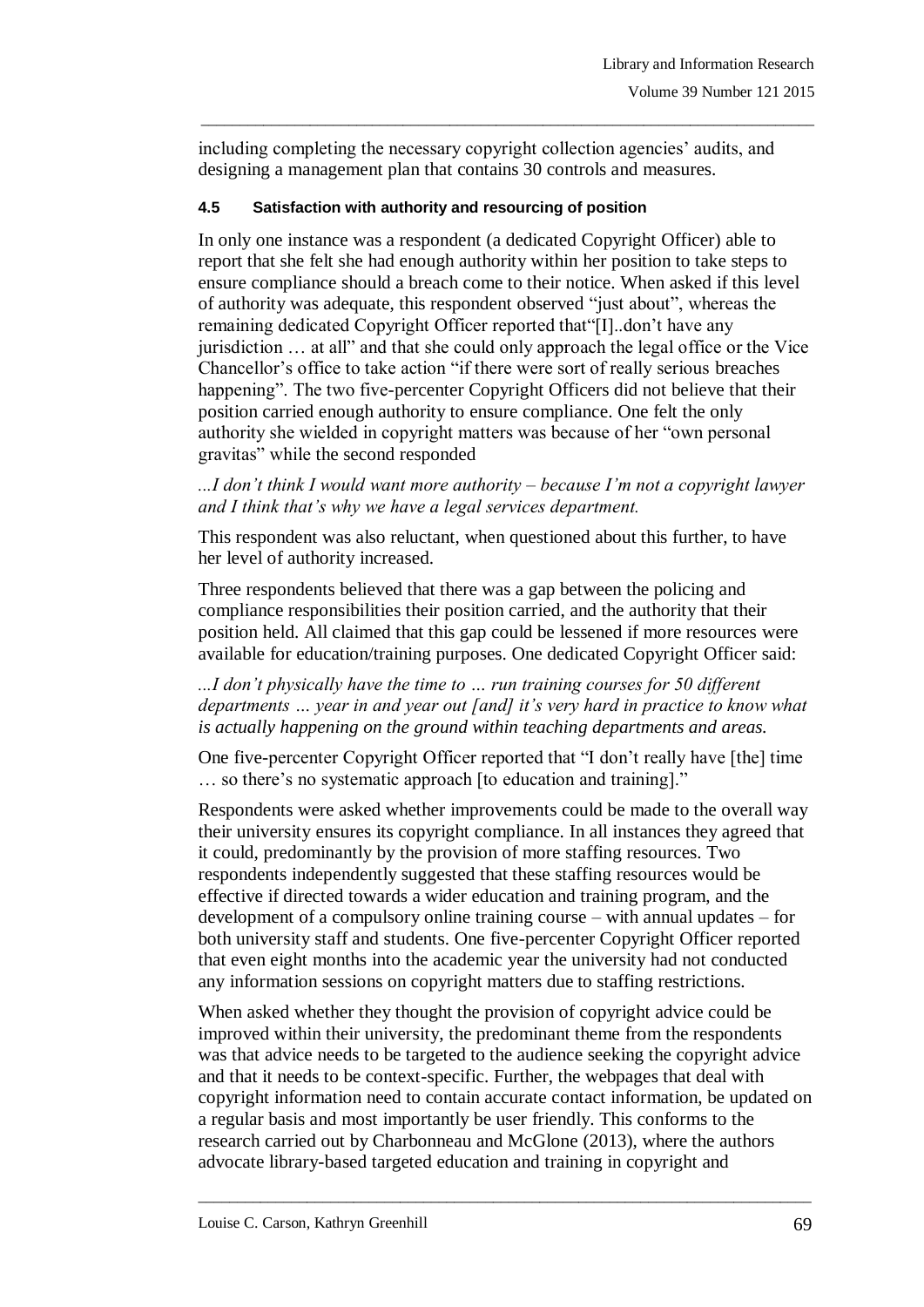including completing the necessary copyright collection agencies' audits, and designing a management plan that contains 30 controls and measures.

#### 4.5 Satisfaction with authority and resourcing of position

In only one instance was a respondent (a dedicated Copyright Officer) able to report that she felt she had enough authority within her position to take steps to ensure compliance should a breach come to their notice. When asked if this level of authority was adequate, this respondent observed "just about", whereas the remaining dedicated Copyright Officer reported that"[I]..don't have any jurisdiction … at all" and that she could only approach the legal office or the Vice Chancellor's office to take action "if there were sort of really serious breaches happening". The two five-percenter Copyright Officers did not believe that their position carried enough authority to ensure compliance. One felt the only authority she wielded in copyright matters was because of her "own personal gravitas" while the second responded

*...I don't think I would want more authority – because I'm not a copyright lawyer and I think that's why we have a legal services department.*

This respondent was also reluctant, when questioned about this further, to have her level of authority increased.

Three respondents believed that there was a gap between the policing and compliance responsibilities their position carried, and the authority that their position held. All claimed that this gap could be lessened if more resources were available for education/training purposes. One dedicated Copyright Officer said:

*...I don't physically have the time to … run training courses for 50 different departments … year in and year out [and] it's very hard in practice to know what is actually happening on the ground within teaching departments and areas.*

One five-percenter Copyright Officer reported that "I don't really have [the] time … so there's no systematic approach [to education and training]."

Respondents were asked whether improvements could be made to the overall way their university ensures its copyright compliance. In all instances they agreed that it could, predominantly by the provision of more staffing resources. Two respondents independently suggested that these staffing resources would be effective if directed towards a wider education and training program, and the development of a compulsory online training course – with annual updates – for both university staff and students. One five-percenter Copyright Officer reported that even eight months into the academic year the university had not conducted any information sessions on copyright matters due to staffing restrictions.

When asked whether they thought the provision of copyright advice could be improved within their university, the predominant theme from the respondents was that advice needs to be targeted to the audience seeking the copyright advice and that it needs to be context-specific. Further, the webpages that deal with copyright information need to contain accurate contact information, be updated on a regular basis and most importantly be user friendly. This conforms to the research carried out by Charbonneau and McGlone (2013), where the authors advocate library-based targeted education and training in copyright and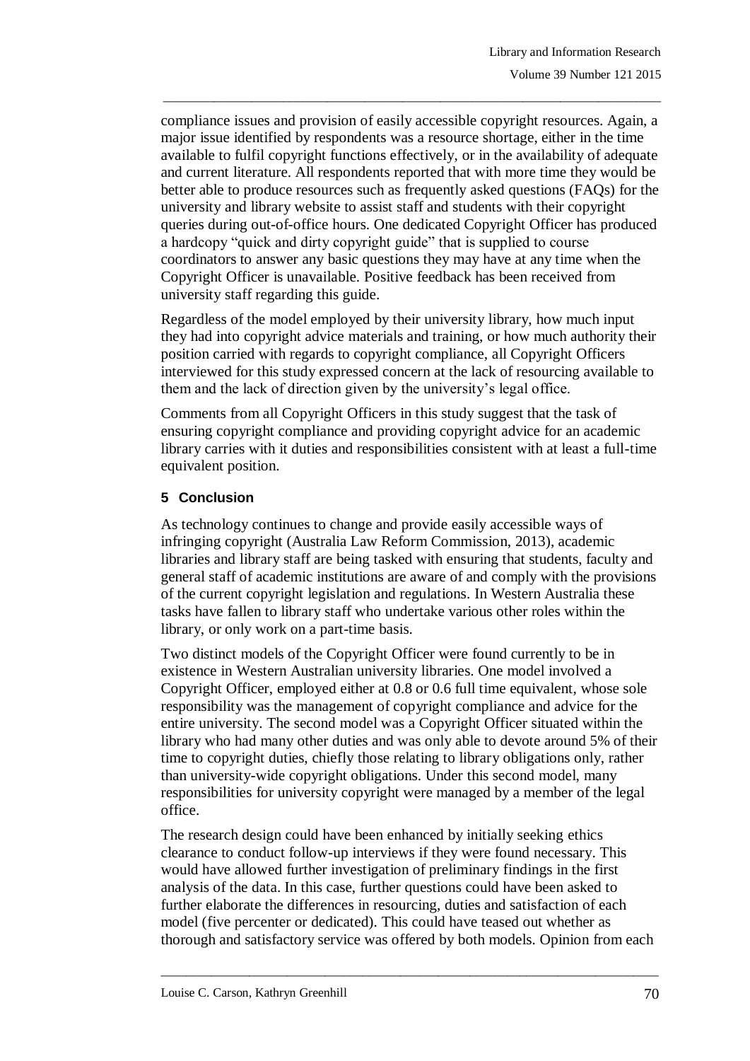compliance issues and provision of easily accessible copyright resources. Again, a major issue identified by respondents was a resource shortage, either in the time available to fulfil copyright functions effectively, or in the availability of adequate and current literature. All respondents reported that with more time they would be better able to produce resources such as frequently asked questions (FAQs) for the university and library website to assist staff and students with their copyright queries during out-of-office hours. One dedicated Copyright Officer has produced a hardcopy "quick and dirty copyright guide" that is supplied to course coordinators to answer any basic questions they may have at any time when the Copyright Officer is unavailable. Positive feedback has been received from university staff regarding this guide.

Regardless of the model employed by their university library, how much input they had into copyright advice materials and training, or how much authority their position carried with regards to copyright compliance, all Copyright Officers interviewed for this study expressed concern at the lack of resourcing available to them and the lack of direction given by the university's legal office.

Comments from all Copyright Officers in this study suggest that the task of ensuring copyright compliance and providing copyright advice for an academic library carries with it duties and responsibilities consistent with at least a full-time equivalent position.

## 5 Conclusion

As technology continues to change and provide easily accessible ways of infringing copyright (Australia Law Reform Commission, 2013), academic libraries and library staff are being tasked with ensuring that students, faculty and general staff of academic institutions are aware of and comply with the provisions of the current copyright legislation and regulations. In Western Australia these tasks have fallen to library staff who undertake various other roles within the library, or only work on a part-time basis.

Two distinct models of the Copyright Officer were found currently to be in existence in Western Australian university libraries. One model involved a Copyright Officer, employed either at 0.8 or 0.6 full time equivalent, whose sole responsibility was the management of copyright compliance and advice for the entire university. The second model was a Copyright Officer situated within the library who had many other duties and was only able to devote around 5% of their time to copyright duties, chiefly those relating to library obligations only, rather than university-wide copyright obligations. Under this second model, many responsibilities for university copyright were managed by a member of the legal office.

The research design could have been enhanced by initially seeking ethics clearance to conduct follow-up interviews if they were found necessary. This would have allowed further investigation of preliminary findings in the first analysis of the data. In this case, further questions could have been asked to further elaborate the differences in resourcing, duties and satisfaction of each model (five percenter or dedicated). This could have teased out whether as thorough and satisfactory service was offered by both models. Opinion from each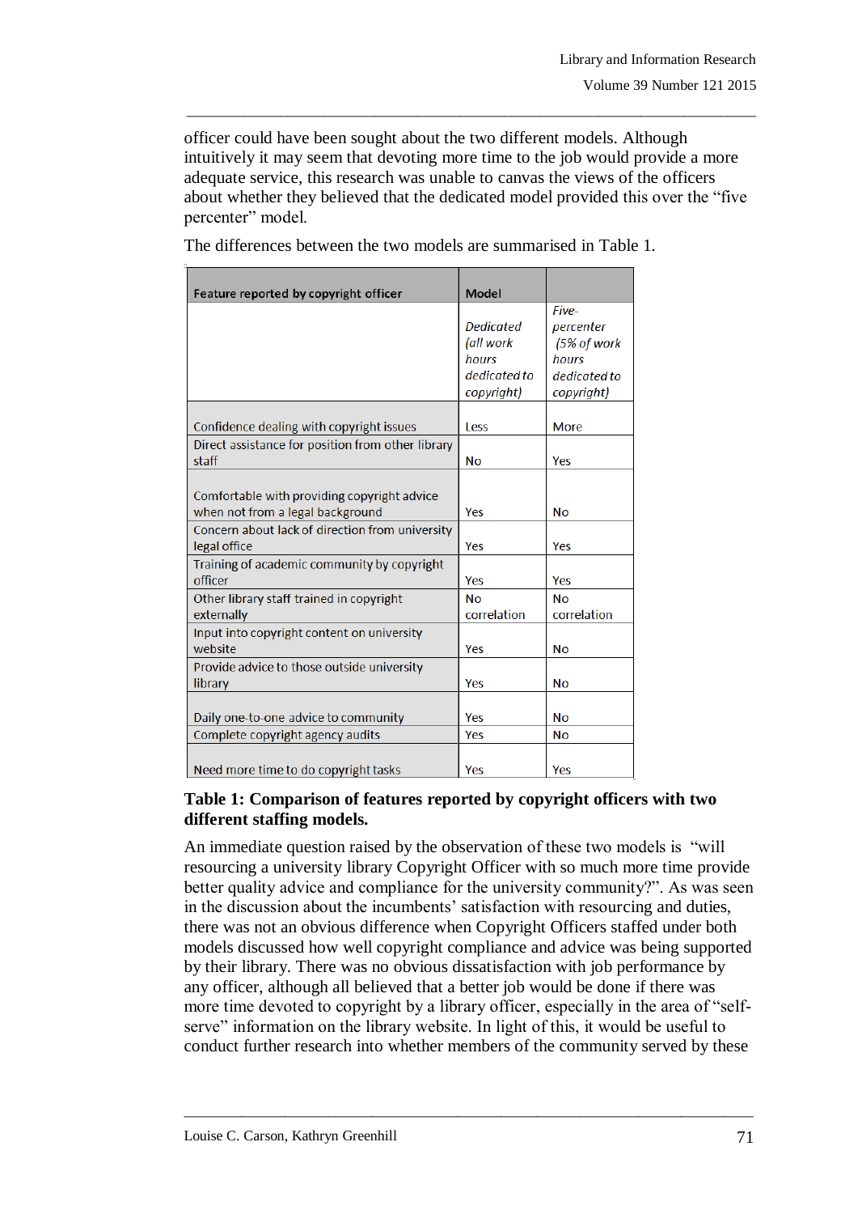officer could have been sought about the two different models. Although intuitively it may seem that devoting more time to the job would provide a more adequate service, this research was unable to canvas the views of the officers about whether they believed that the dedicated model provided this over the "five percenter" model.

The differences between the two models are summarised in Table 1.

| Feature reported by copyright officer | Model | |
|---|---|---|
| | *Dedicated (all work hours dedicated to copyright)* | *Five-percenter (5% of work hours dedicated to copyright)* |
| Confidence dealing with copyright issues | Less | More |
| Direct assistance for position from other library staff | No | Yes |
| Comfortable with providing copyright advice when not from a legal background | Yes | No |
| Concern about lack of direction from university legal office | Yes | Yes |
| Training of academic community by copyright officer | Yes | Yes |
| Other library staff trained in copyright externally | No correlation | No correlation |
| Input into copyright content on university website | Yes | No |
| Provide advice to those outside university library | Yes | No |
| Daily one-to-one advice to community | Yes | No |
| Complete copyright agency audits | Yes | No |
| Need more time to do copyright tasks | Yes | Yes |

**Table 1: Comparison of features reported by copyright officers with two different staffing models.**

An immediate question raised by the observation of these two models is "will resourcing a university library Copyright Officer with so much more time provide better quality advice and compliance for the university community?". As was seen in the discussion about the incumbents' satisfaction with resourcing and duties, there was not an obvious difference when Copyright Officers staffed under both models discussed how well copyright compliance and advice was being supported by their library. There was no obvious dissatisfaction with job performance by any officer, although all believed that a better job would be done if there was more time devoted to copyright by a library officer, especially in the area of "self-serve" information on the library website. In light of this, it would be useful to conduct further research into whether members of the community served by these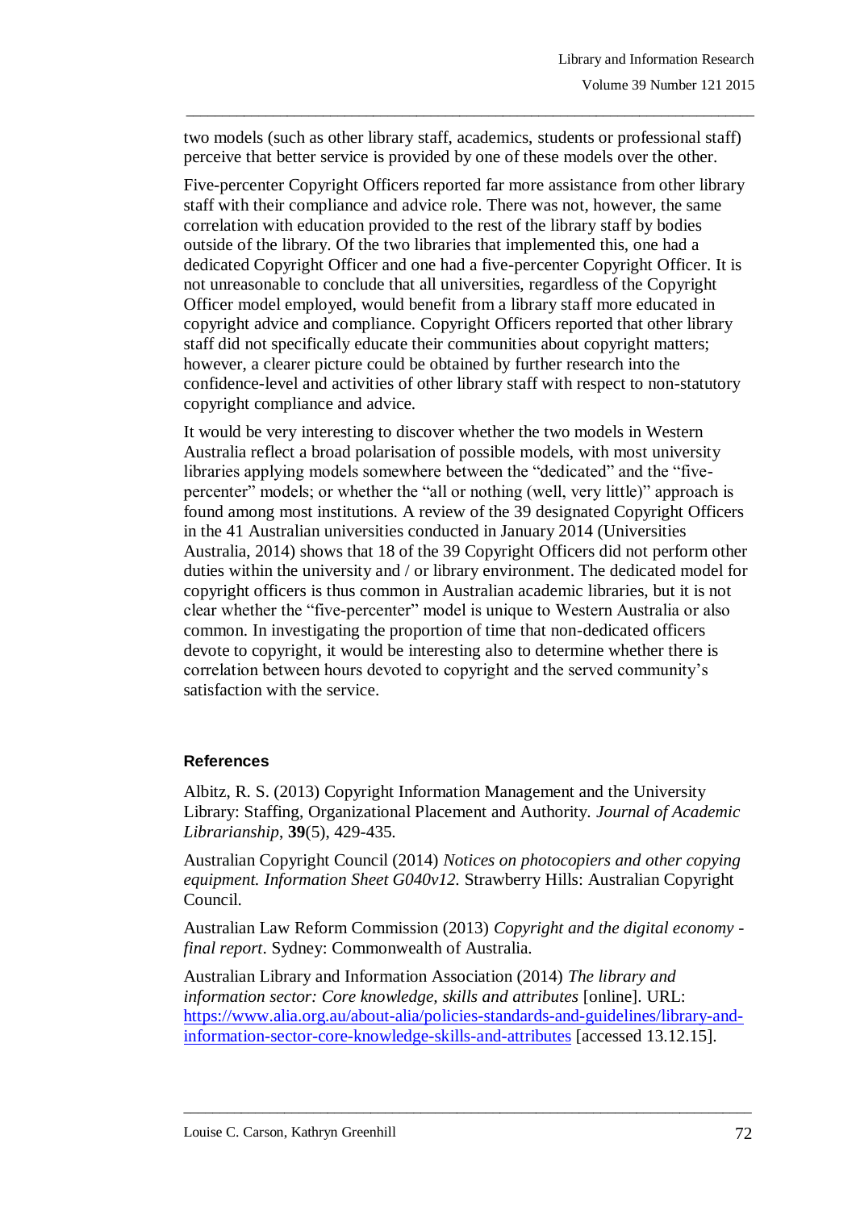two models (such as other library staff, academics, students or professional staff) perceive that better service is provided by one of these models over the other.

Five-percenter Copyright Officers reported far more assistance from other library staff with their compliance and advice role. There was not, however, the same correlation with education provided to the rest of the library staff by bodies outside of the library. Of the two libraries that implemented this, one had a dedicated Copyright Officer and one had a five-percenter Copyright Officer. It is not unreasonable to conclude that all universities, regardless of the Copyright Officer model employed, would benefit from a library staff more educated in copyright advice and compliance. Copyright Officers reported that other library staff did not specifically educate their communities about copyright matters; however, a clearer picture could be obtained by further research into the confidence-level and activities of other library staff with respect to non-statutory copyright compliance and advice.

It would be very interesting to discover whether the two models in Western Australia reflect a broad polarisation of possible models, with most university libraries applying models somewhere between the "dedicated" and the "five-percenter" models; or whether the "all or nothing (well, very little)" approach is found among most institutions. A review of the 39 designated Copyright Officers in the 41 Australian universities conducted in January 2014 (Universities Australia, 2014) shows that 18 of the 39 Copyright Officers did not perform other duties within the university and / or library environment. The dedicated model for copyright officers is thus common in Australian academic libraries, but it is not clear whether the "five-percenter" model is unique to Western Australia or also common. In investigating the proportion of time that non-dedicated officers devote to copyright, it would be interesting also to determine whether there is correlation between hours devoted to copyright and the served community's satisfaction with the service.

### References

Albitz, R. S. (2013) Copyright Information Management and the University Library: Staffing, Organizational Placement and Authority. *Journal of Academic Librarianship*, **39**(5), 429-435.

Australian Copyright Council (2014) *Notices on photocopiers and other copying equipment. Information Sheet G040v12.* Strawberry Hills: Australian Copyright Council.

Australian Law Reform Commission (2013) *Copyright and the digital economy - final report*. Sydney: Commonwealth of Australia.

Australian Library and Information Association (2014) *The library and information sector: Core knowledge, skills and attributes* [online]. URL: [https://www.alia.org.au/about-alia/policies-standards-and-guidelines/library-and-information-sector-core-knowledge-skills-and-attributes](https://www.alia.org.au/about-alia/policies-standards-and-guidelines/library-and-information-sector-core-knowledge-skills-and-attributes) [accessed 13.12.15].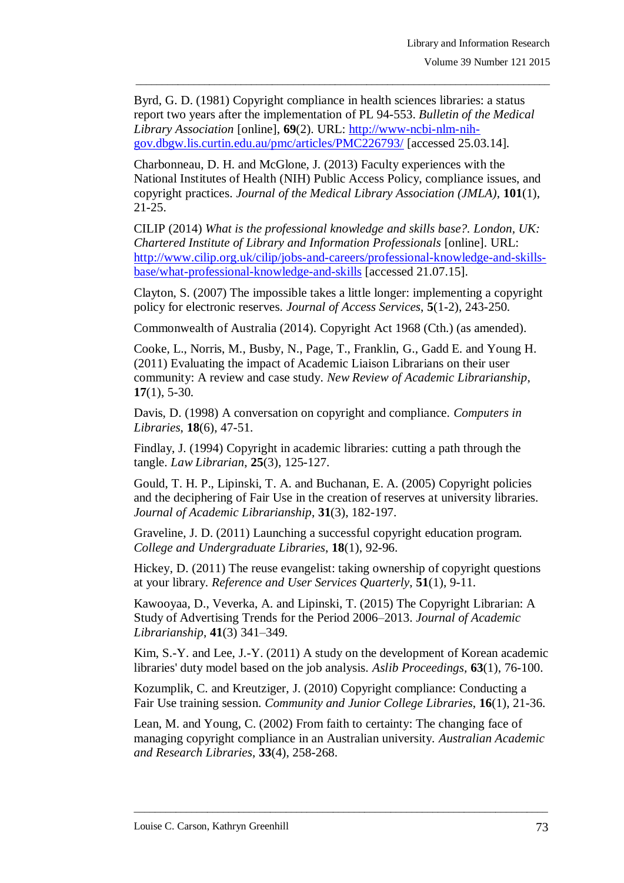Byrd, G. D. (1981) Copyright compliance in health sciences libraries: a status report two years after the implementation of PL 94-553. *Bulletin of the Medical Library Association* [online], **69**(2). URL: [http://www-ncbi-nlm-nih-gov.dbgw.lis.curtin.edu.au/pmc/articles/PMC226793/](http://www-ncbi-nlm-nih-gov.dbgw.lis.curtin.edu.au/pmc/articles/PMC226793/) [accessed 25.03.14].

Charbonneau, D. H. and McGlone, J. (2013) Faculty experiences with the National Institutes of Health (NIH) Public Access Policy, compliance issues, and copyright practices. *Journal of the Medical Library Association (JMLA)*, **101**(1), 21-25.

CILIP (2014) *What is the professional knowledge and skills base?. London, UK: Chartered Institute of Library and Information Professionals* [online]. URL: [http://www.cilip.org.uk/cilip/jobs-and-careers/professional-knowledge-and-skills-base/what-professional-knowledge-and-skills](http://www.cilip.org.uk/cilip/jobs-and-careers/professional-knowledge-and-skills-base/what-professional-knowledge-and-skills) [accessed 21.07.15].

Clayton, S. (2007) The impossible takes a little longer: implementing a copyright policy for electronic reserves. *Journal of Access Services*, **5**(1-2), 243-250.

Commonwealth of Australia (2014). Copyright Act 1968 (Cth.) (as amended).

Cooke, L., Norris, M., Busby, N., Page, T., Franklin, G., Gadd E. and Young H. (2011) Evaluating the impact of Academic Liaison Librarians on their user community: A review and case study. *New Review of Academic Librarianship*, **17**(1), 5-30.

Davis, D. (1998) A conversation on copyright and compliance. *Computers in Libraries*, **18**(6), 47-51.

Findlay, J. (1994) Copyright in academic libraries: cutting a path through the tangle. *Law Librarian*, **25**(3), 125-127.

Gould, T. H. P., Lipinski, T. A. and Buchanan, E. A. (2005) Copyright policies and the deciphering of Fair Use in the creation of reserves at university libraries. *Journal of Academic Librarianship*, **31**(3), 182-197.

Graveline, J. D. (2011) Launching a successful copyright education program. *College and Undergraduate Libraries*, **18**(1), 92-96.

Hickey, D. (2011) The reuse evangelist: taking ownership of copyright questions at your library. *Reference and User Services Quarterly*, **51**(1), 9-11.

Kawooyaa, D., Veverka, A. and Lipinski, T. (2015) The Copyright Librarian: A Study of Advertising Trends for the Period 2006–2013. *Journal of Academic Librarianship*, **41**(3) 341–349.

Kim, S.-Y. and Lee, J.-Y. (2011) A study on the development of Korean academic libraries' duty model based on the job analysis. *Aslib Proceedings*, **63**(1), 76-100.

Kozumplik, C. and Kreutziger, J. (2010) Copyright compliance: Conducting a Fair Use training session. *Community and Junior College Libraries*, **16**(1), 21-36.

Lean, M. and Young, C. (2002) From faith to certainty: The changing face of managing copyright compliance in an Australian university. *Australian Academic and Research Libraries*, **33**(4), 258-268.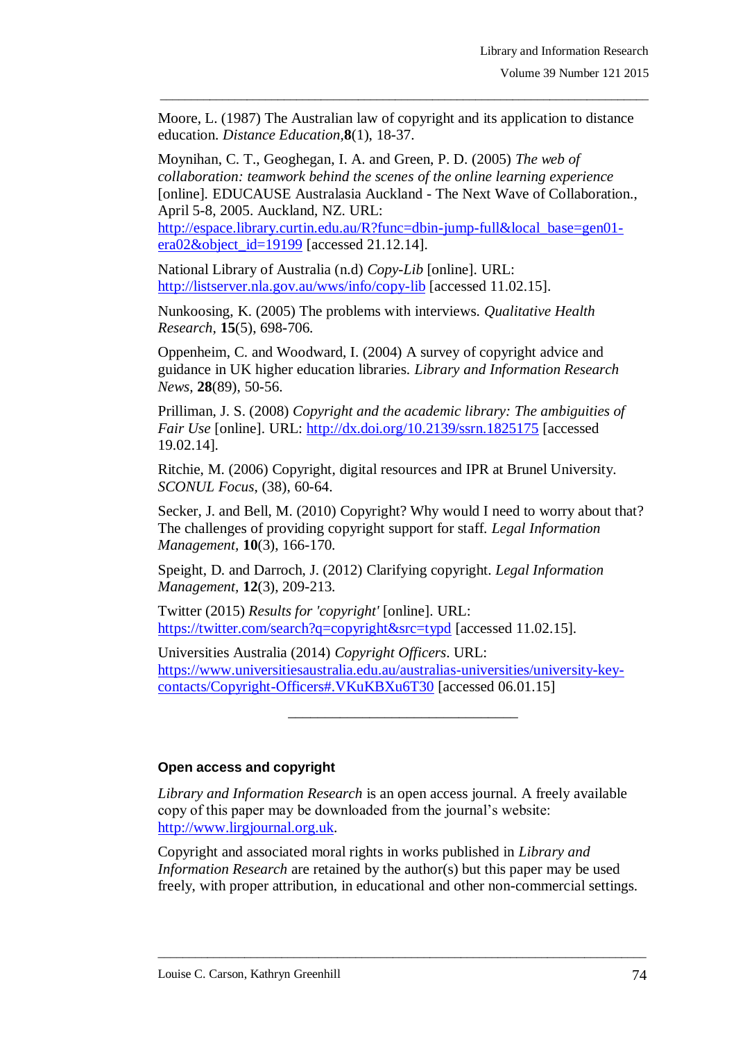Moore, L. (1987) The Australian law of copyright and its application to distance education. *Distance Education*,**8**(1), 18-37.

Moynihan, C. T., Geoghegan, I. A. and Green, P. D. (2005) *The web of collaboration: teamwork behind the scenes of the online learning experience* [online]. EDUCAUSE Australasia Auckland - The Next Wave of Collaboration., April 5-8, 2005. Auckland, NZ. URL: http://espace.library.curtin.edu.au/R?func=dbin-jump-full&local_base=gen01-era02&object_id=19199 [accessed 21.12.14].

National Library of Australia (n.d) *Copy-Lib* [online]. URL: http://listserver.nla.gov.au/wws/info/copy-lib [accessed 11.02.15].

Nunkoosing, K. (2005) The problems with interviews. *Qualitative Health Research*, **15**(5), 698-706.

Oppenheim, C. and Woodward, I. (2004) A survey of copyright advice and guidance in UK higher education libraries. *Library and Information Research News*, **28**(89), 50-56.

Prilliman, J. S. (2008) *Copyright and the academic library: The ambiguities of Fair Use* [online]. URL: http://dx.doi.org/10.2139/ssrn.1825175 [accessed 19.02.14].

Ritchie, M. (2006) Copyright, digital resources and IPR at Brunel University. *SCONUL Focus*, (38), 60-64.

Secker, J. and Bell, M. (2010) Copyright? Why would I need to worry about that? The challenges of providing copyright support for staff. *Legal Information Management*, **10**(3), 166-170.

Speight, D. and Darroch, J. (2012) Clarifying copyright. *Legal Information Management*, **12**(3), 209-213.

Twitter (2015) *Results for 'copyright'* [online]. URL: https://twitter.com/search?q=copyright&src=typd [accessed 11.02.15].

Universities Australia (2014) *Copyright Officers*. URL: https://www.universitiesaustralia.edu.au/australias-universities/university-key-contacts/Copyright-Officers#.VKuKBXu6T30 [accessed 06.01.15]

---

**Open access and copyright**

*Library and Information Research* is an open access journal. A freely available copy of this paper may be downloaded from the journal's website: http://www.lirgjournal.org.uk.

Copyright and associated moral rights in works published in *Library and Information Research* are retained by the author(s) but this paper may be used freely, with proper attribution, in educational and other non-commercial settings.